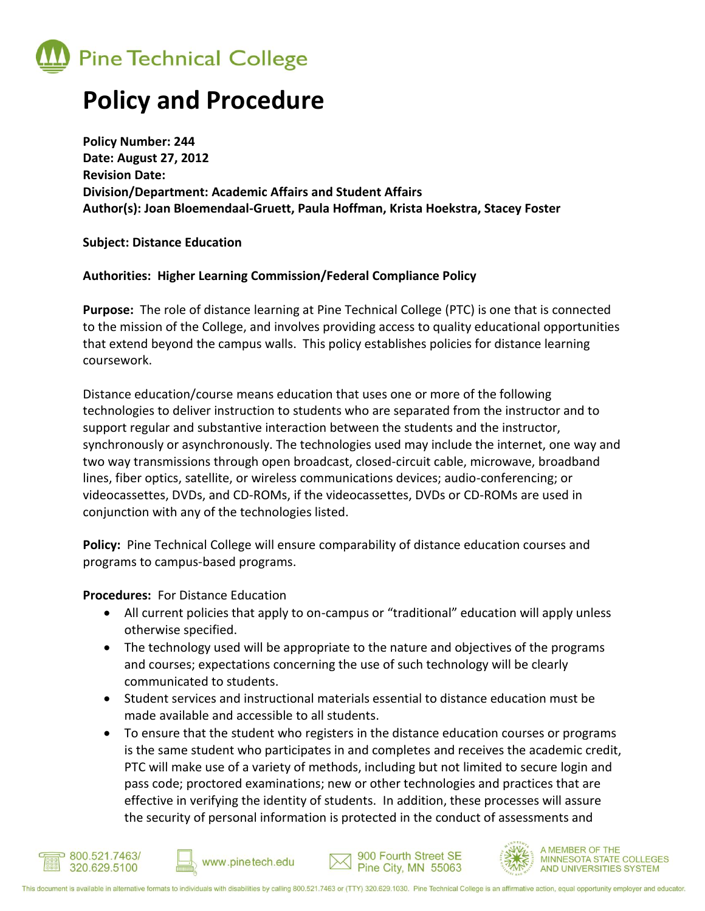Pine Technical College

# Policy and Procedure

**Policy Number: 244**
**Date: August 27, 2012**
**Revision Date:**
**Division/Department: Academic Affairs and Student Affairs**
**Author(s): Joan Bloemendaal-Gruett, Paula Hoffman, Krista Hoekstra, Stacey Foster**

**Subject: Distance Education**

**Authorities: Higher Learning Commission/Federal Compliance Policy**

**Purpose:** The role of distance learning at Pine Technical College (PTC) is one that is connected to the mission of the College, and involves providing access to quality educational opportunities that extend beyond the campus walls. This policy establishes policies for distance learning coursework.

Distance education/course means education that uses one or more of the following technologies to deliver instruction to students who are separated from the instructor and to support regular and substantive interaction between the students and the instructor, synchronously or asynchronously. The technologies used may include the internet, one way and two way transmissions through open broadcast, closed-circuit cable, microwave, broadband lines, fiber optics, satellite, or wireless communications devices; audio-conferencing; or videocassettes, DVDs, and CD-ROMs, if the videocassettes, DVDs or CD-ROMs are used in conjunction with any of the technologies listed.

**Policy:** Pine Technical College will ensure comparability of distance education courses and programs to campus-based programs.

**Procedures:** For Distance Education

- All current policies that apply to on-campus or "traditional" education will apply unless otherwise specified.
- The technology used will be appropriate to the nature and objectives of the programs and courses; expectations concerning the use of such technology will be clearly communicated to students.
- Student services and instructional materials essential to distance education must be made available and accessible to all students.
- To ensure that the student who registers in the distance education courses or programs is the same student who participates in and completes and receives the academic credit, PTC will make use of a variety of methods, including but not limited to secure login and pass code; proctored examinations; new or other technologies and practices that are effective in verifying the identity of students. In addition, these processes will assure the security of personal information is protected in the conduct of assessments and

800.521.7463/ 320.629.5100 | www.pinetech.edu | 900 Fourth Street SE Pine City, MN 55063 | A MEMBER OF THE MINNESOTA STATE COLLEGES AND UNIVERSITIES SYSTEM

This document is available in alternative formats to individuals with disabilities by calling 800.521.7463 or (TTY) 320.629.1030. Pine Technical College is an affirmative action, equal opportunity employer and educator.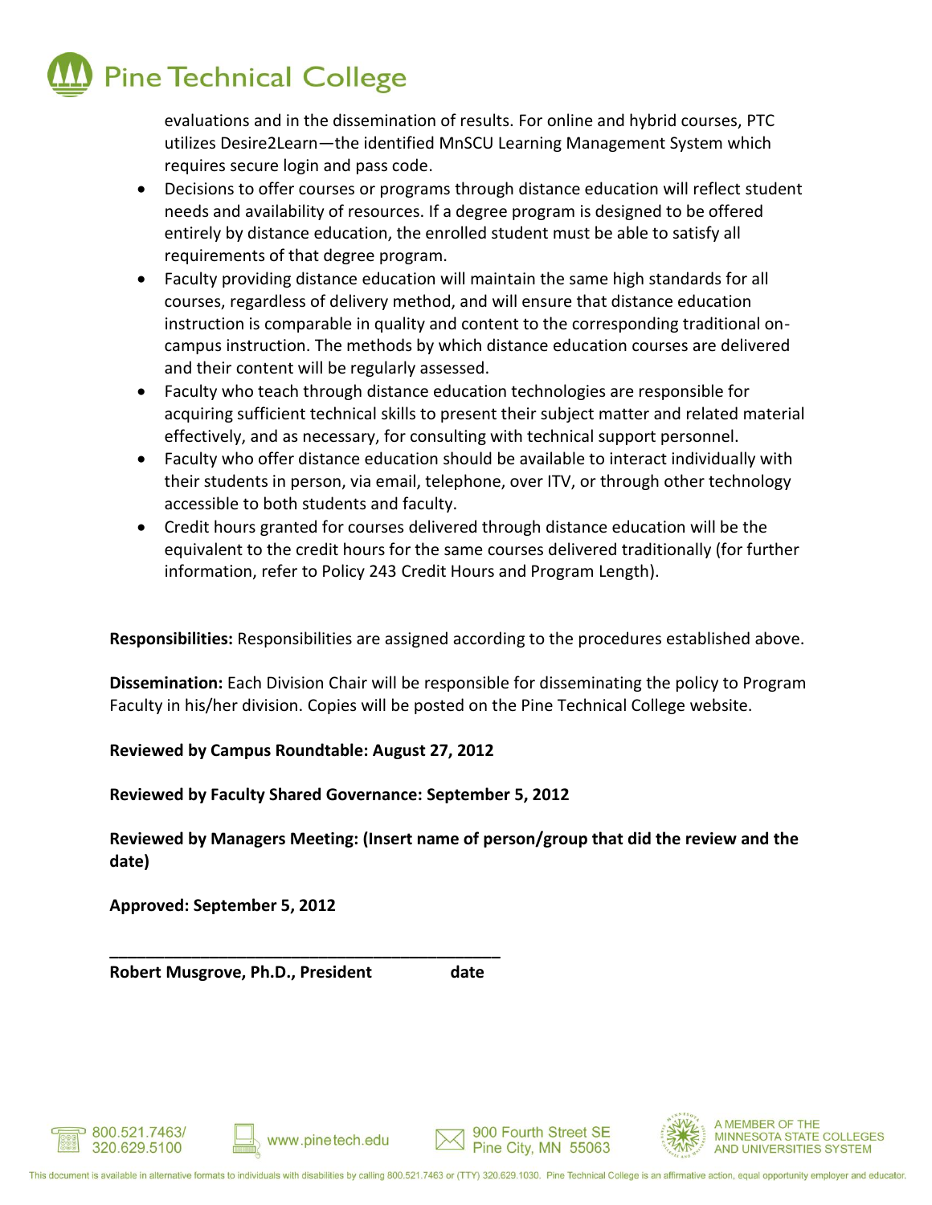evaluations and in the dissemination of results. For online and hybrid courses, PTC utilizes Desire2Learn—the identified MnSCU Learning Management System which requires secure login and pass code.

- Decisions to offer courses or programs through distance education will reflect student needs and availability of resources. If a degree program is designed to be offered entirely by distance education, the enrolled student must be able to satisfy all requirements of that degree program.
- Faculty providing distance education will maintain the same high standards for all courses, regardless of delivery method, and will ensure that distance education instruction is comparable in quality and content to the corresponding traditional on-campus instruction. The methods by which distance education courses are delivered and their content will be regularly assessed.
- Faculty who teach through distance education technologies are responsible for acquiring sufficient technical skills to present their subject matter and related material effectively, and as necessary, for consulting with technical support personnel.
- Faculty who offer distance education should be available to interact individually with their students in person, via email, telephone, over ITV, or through other technology accessible to both students and faculty.
- Credit hours granted for courses delivered through distance education will be the equivalent to the credit hours for the same courses delivered traditionally (for further information, refer to Policy 243 Credit Hours and Program Length).

**Responsibilities:** Responsibilities are assigned according to the procedures established above.

**Dissemination:** Each Division Chair will be responsible for disseminating the policy to Program Faculty in his/her division. Copies will be posted on the Pine Technical College website.

**Reviewed by Campus Roundtable: August 27, 2012**

**Reviewed by Faculty Shared Governance: September 5, 2012**

**Reviewed by Managers Meeting: (Insert name of person/group that did the review and the date)**

**Approved: September 5, 2012**

\_\_\_\_\_\_\_\_\_\_\_\_\_\_\_\_\_\_\_\_\_\_\_\_\_\_\_\_\_\_\_\_\_\_\_\_\_\_\_\_\_\_\_\_

**Robert Musgrove, Ph.D., President** **date**